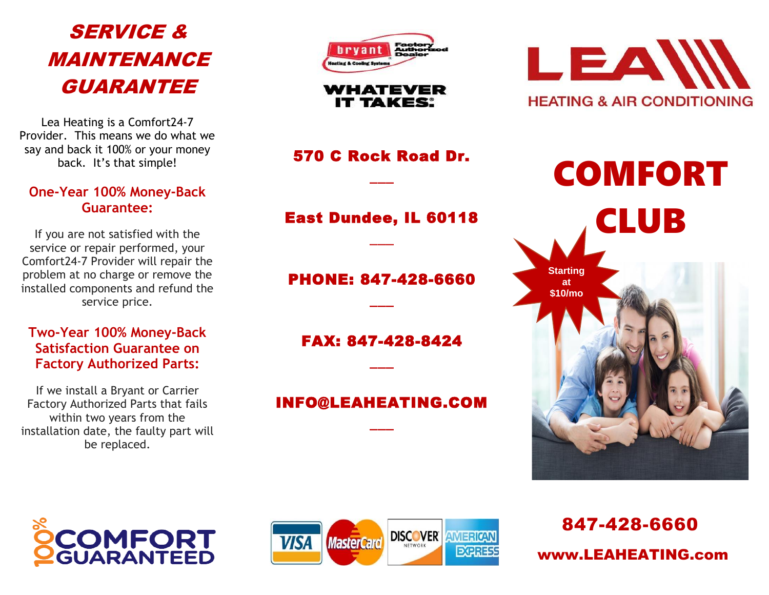# SERVICE & MAINTENANCE GUARANTEE

Lea Heating is a Comfort24-7 Provider. This means we do what we say and back it 100% or your money back. It's that simple!

## One-Year 100% Money-Back Guarantee:

If you are not satisfied with the service or repair performed, your Comfort24-7 Provider will repair the problem at no charge or remove the installed components and refund the service price.

## Two-Year 100% Money-Back Satisfaction Guarantee on Factory Authorized Parts:

If we install a Bryant or Carrier Factory Authorized Parts that fails within two years from the installation date, the faulty part will be replaced.

100% COMFORT GUARANTEED

bryant Heating & Cooling Systems — Factory Authorized Dealer

**WHATEVER IT TAKES.®**

**570 C Rock Road Dr.**

**East Dundee, IL 60118**

**PHONE: 847-428-6660**

**FAX: 847-428-8424**

**INFO@LEAHEATING.COM**

VISA · MasterCard · DISCOVER NETWORK · AMERICAN EXPRESS

# LEA HEATING & AIR CONDITIONING

# COMFORT CLUB

Starting at $10/mo

**847-428-6660**

**www.LEAHEATING.com**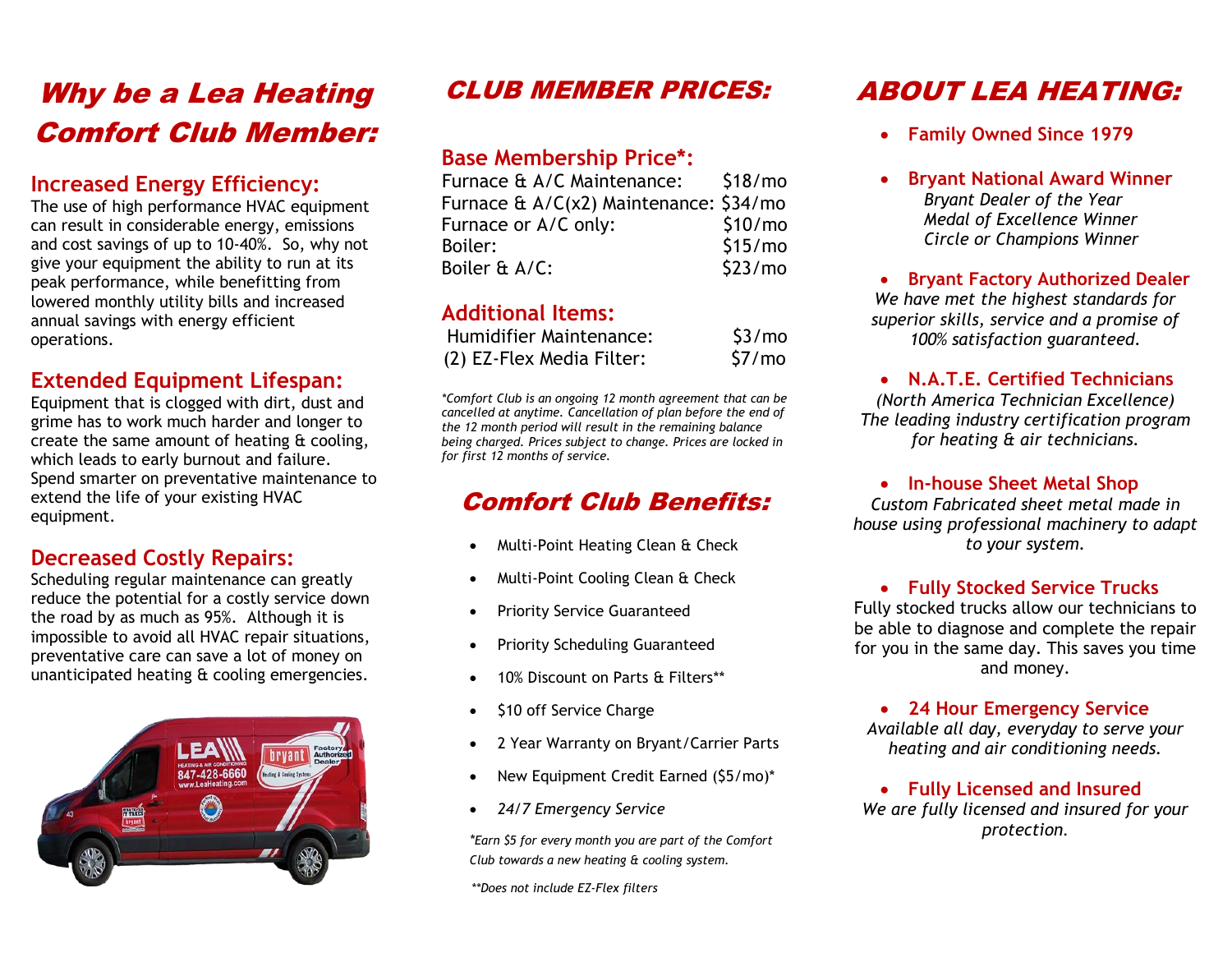# Why be a Lea Heating Comfort Club Member:

## Increased Energy Efficiency:

The use of high performance HVAC equipment can result in considerable energy, emissions and cost savings of up to 10-40%. So, why not give your equipment the ability to run at its peak performance, while benefitting from lowered monthly utility bills and increased annual savings with energy efficient operations.

## Extended Equipment Lifespan:

Equipment that is clogged with dirt, dust and grime has to work much harder and longer to create the same amount of heating & cooling, which leads to early burnout and failure. Spend smarter on preventative maintenance to extend the life of your existing HVAC equipment.

## Decreased Costly Repairs:

Scheduling regular maintenance can greatly reduce the potential for a costly service down the road by as much as 95%. Although it is impossible to avoid all HVAC repair situations, preventative care can save a lot of money on unanticipated heating & cooling emergencies.

# CLUB MEMBER PRICES:

## Base Membership Price*:

| | |
|---|---|
| Furnace & A/C Maintenance: | $18/mo |
| Furnace & A/C(x2) Maintenance: | $34/mo |
| Furnace or A/C only: | $10/mo |
| Boiler: | $15/mo |
| Boiler & A/C: | $23/mo |

## Additional Items:

| | |
|---|---|
| Humidifier Maintenance: | $3/mo |
| (2) EZ-Flex Media Filter: | $7/mo |

*\*Comfort Club is an ongoing 12 month agreement that can be cancelled at anytime. Cancellation of plan before the end of the 12 month period will result in the remaining balance being charged. Prices subject to change. Prices are locked in for first 12 months of service.*

# Comfort Club Benefits:

- Multi-Point Heating Clean & Check
- Multi-Point Cooling Clean & Check
- Priority Service Guaranteed
- Priority Scheduling Guaranteed
- 10% Discount on Parts & Filters**
- $10 off Service Charge
- 2 Year Warranty on Bryant/Carrier Parts
- New Equipment Credit Earned ($5/mo)*
- *24/7 Emergency Service*

*\*Earn $5 for every month you are part of the Comfort Club towards a new heating & cooling system.*

*\*\*Does not include EZ-Flex filters*

# ABOUT LEA HEATING:

- **Family Owned Since 1979**
- **Bryant National Award Winner**
  *Bryant Dealer of the Year*
  *Medal of Excellence Winner*
  *Circle or Champions Winner*
- **Bryant Factory Authorized Dealer**
  *We have met the highest standards for superior skills, service and a promise of 100% satisfaction guaranteed.*
- **N.A.T.E. Certified Technicians**
  *(North America Technician Excellence) The leading industry certification program for heating & air technicians.*
- **In-house Sheet Metal Shop**
  *Custom Fabricated sheet metal made in house using professional machinery to adapt to your system.*
- **Fully Stocked Service Trucks**
  Fully stocked trucks allow our technicians to be able to diagnose and complete the repair for you in the same day. This saves you time and money.
- **24 Hour Emergency Service**
  *Available all day, everyday to serve your heating and air conditioning needs.*
- **Fully Licensed and Insured**
  *We are fully licensed and insured for your protection.*